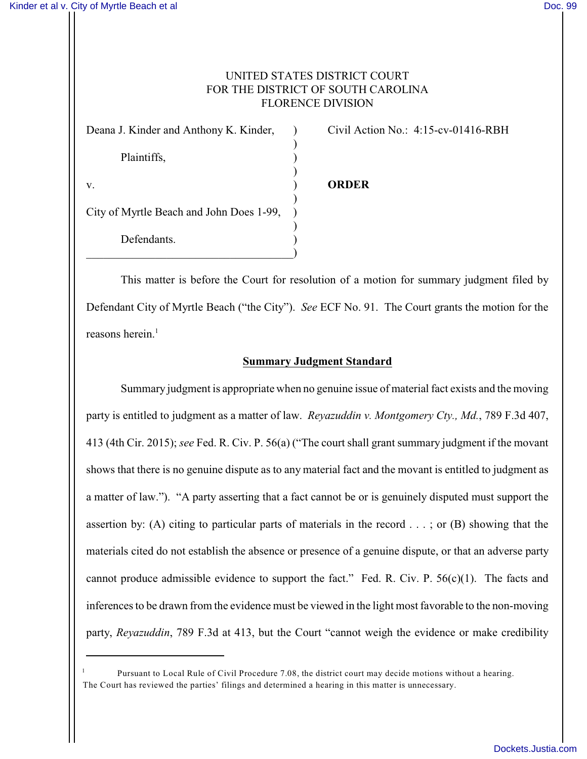UNITED STATES DISTRICT COURT
FOR THE DISTRICT OF SOUTH CAROLINA
FLORENCE DIVISION

| | | |
|---|---|---|
| Deana J. Kinder and Anthony K. Kinder, | ) | Civil Action No.: 4:15-cv-01416-RBH |
| Plaintiffs, | ) | |
| v. | ) | **ORDER** |
| City of Myrtle Beach and John Does 1-99, | ) | |
| Defendants. | ) | |

This matter is before the Court for resolution of a motion for summary judgment filed by Defendant City of Myrtle Beach ("the City"). *See* ECF No. 91. The Court grants the motion for the reasons herein.[1]

## Summary Judgment Standard

Summary judgment is appropriate when no genuine issue of material fact exists and the moving party is entitled to judgment as a matter of law. *Reyazuddin v. Montgomery Cty., Md.*, 789 F.3d 407, 413 (4th Cir. 2015); *see* Fed. R. Civ. P. 56(a) ("The court shall grant summary judgment if the movant shows that there is no genuine dispute as to any material fact and the movant is entitled to judgment as a matter of law."). "A party asserting that a fact cannot be or is genuinely disputed must support the assertion by: (A) citing to particular parts of materials in the record . . . ; or (B) showing that the materials cited do not establish the absence or presence of a genuine dispute, or that an adverse party cannot produce admissible evidence to support the fact." Fed. R. Civ. P. 56(c)(1). The facts and inferences to be drawn from the evidence must be viewed in the light most favorable to the non-moving party, *Reyazuddin*, 789 F.3d at 413, but the Court "cannot weigh the evidence or make credibility

[1] Pursuant to Local Rule of Civil Procedure 7.08, the district court may decide motions without a hearing. The Court has reviewed the parties' filings and determined a hearing in this matter is unnecessary.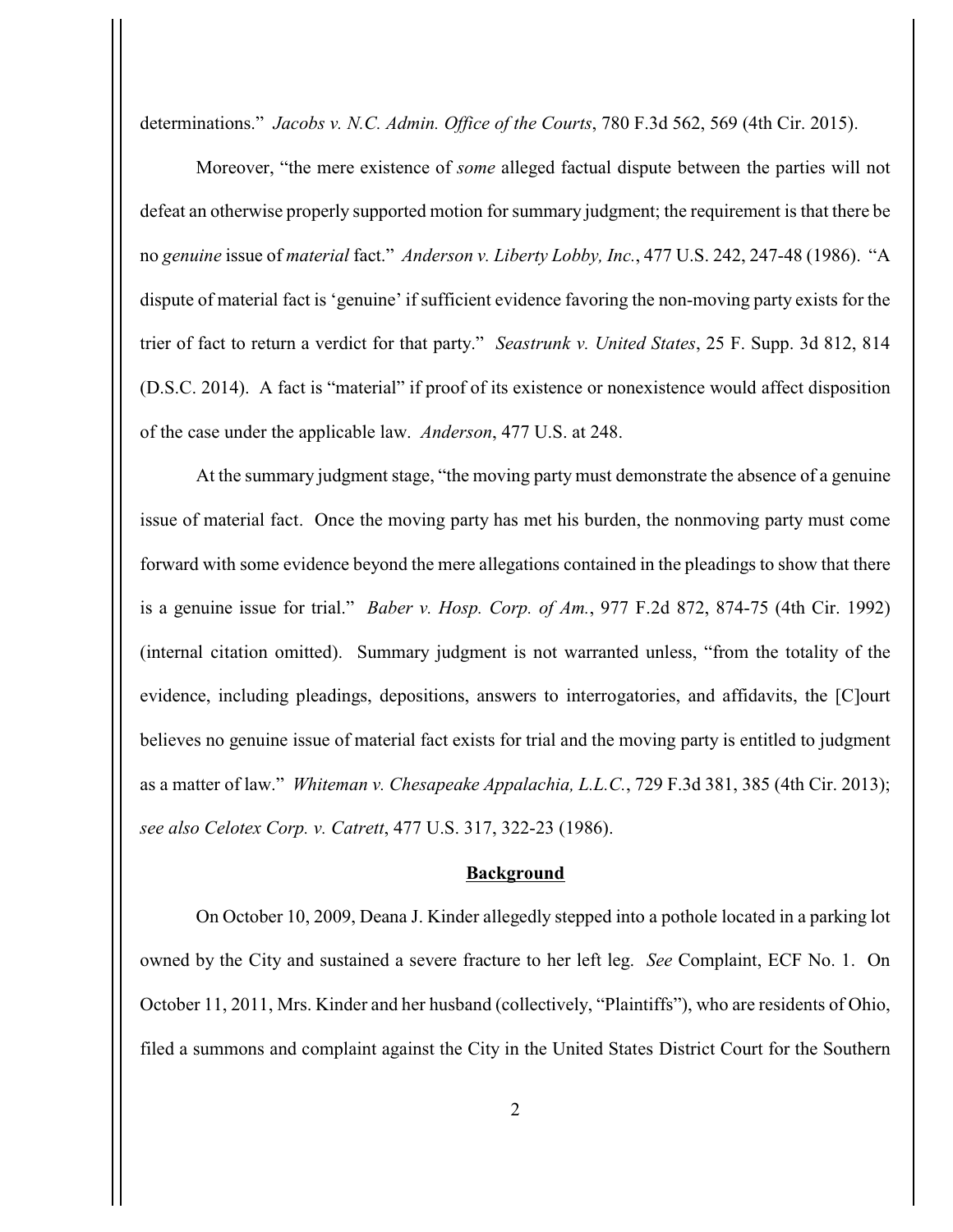determinations." *Jacobs v. N.C. Admin. Office of the Courts*, 780 F.3d 562, 569 (4th Cir. 2015).

Moreover, "the mere existence of *some* alleged factual dispute between the parties will not defeat an otherwise properly supported motion for summary judgment; the requirement is that there be no *genuine* issue of *material* fact." *Anderson v. Liberty Lobby, Inc.*, 477 U.S. 242, 247-48 (1986). "A dispute of material fact is 'genuine' if sufficient evidence favoring the non-moving party exists for the trier of fact to return a verdict for that party." *Seastrunk v. United States*, 25 F. Supp. 3d 812, 814 (D.S.C. 2014). A fact is "material" if proof of its existence or nonexistence would affect disposition of the case under the applicable law. *Anderson*, 477 U.S. at 248.

At the summary judgment stage, "the moving party must demonstrate the absence of a genuine issue of material fact. Once the moving party has met his burden, the nonmoving party must come forward with some evidence beyond the mere allegations contained in the pleadings to show that there is a genuine issue for trial." *Baber v. Hosp. Corp. of Am.*, 977 F.2d 872, 874-75 (4th Cir. 1992) (internal citation omitted). Summary judgment is not warranted unless, "from the totality of the evidence, including pleadings, depositions, answers to interrogatories, and affidavits, the [C]ourt believes no genuine issue of material fact exists for trial and the moving party is entitled to judgment as a matter of law." *Whiteman v. Chesapeake Appalachia, L.L.C.*, 729 F.3d 381, 385 (4th Cir. 2013); *see also Celotex Corp. v. Catrett*, 477 U.S. 317, 322-23 (1986).

## Background

On October 10, 2009, Deana J. Kinder allegedly stepped into a pothole located in a parking lot owned by the City and sustained a severe fracture to her left leg. *See* Complaint, ECF No. 1. On October 11, 2011, Mrs. Kinder and her husband (collectively, "Plaintiffs"), who are residents of Ohio, filed a summons and complaint against the City in the United States District Court for the Southern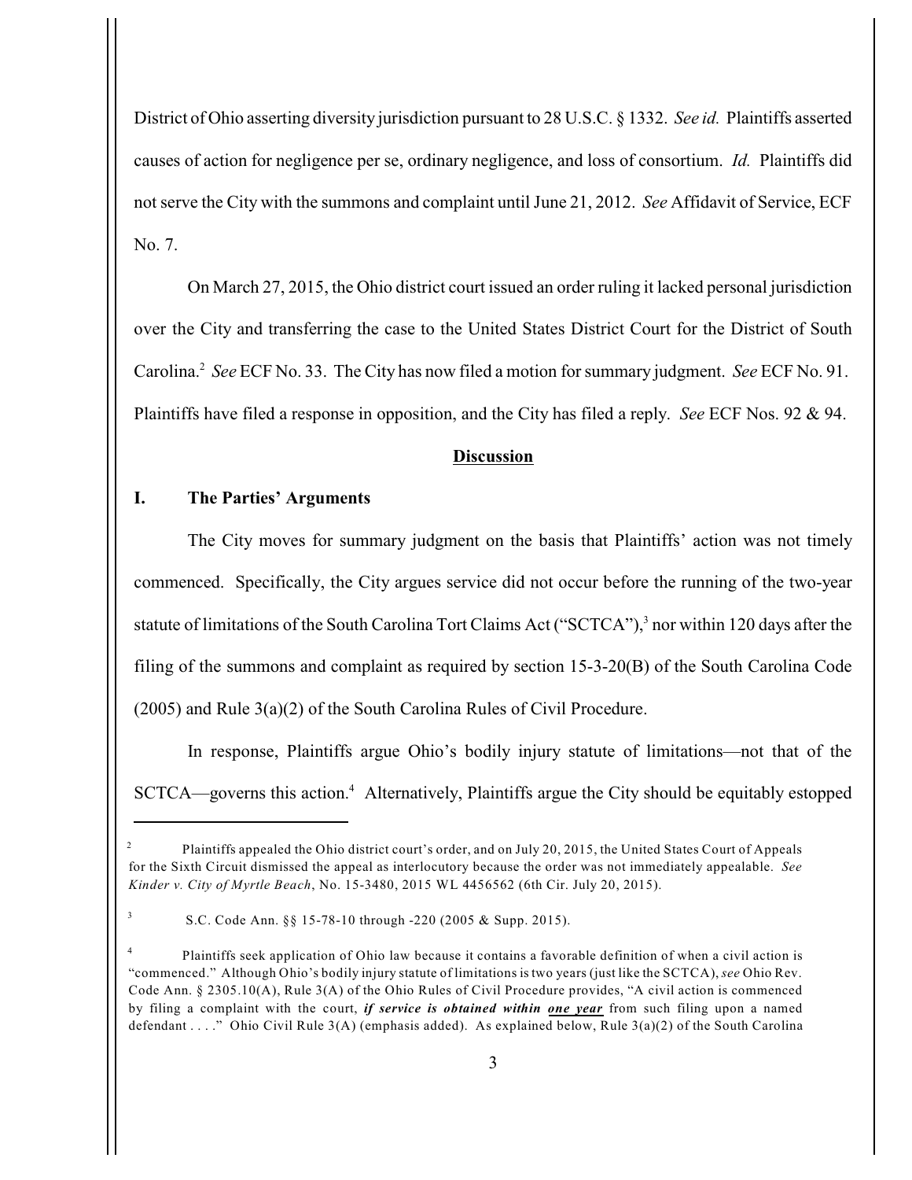District of Ohio asserting diversity jurisdiction pursuant to 28 U.S.C. § 1332. *See id.* Plaintiffs asserted causes of action for negligence per se, ordinary negligence, and loss of consortium. *Id.* Plaintiffs did not serve the City with the summons and complaint until June 21, 2012. *See* Affidavit of Service, ECF No. 7.

On March 27, 2015, the Ohio district court issued an order ruling it lacked personal jurisdiction over the City and transferring the case to the United States District Court for the District of South Carolina.[2] *See* ECF No. 33. The City has now filed a motion for summary judgment. *See* ECF No. 91. Plaintiffs have filed a response in opposition, and the City has filed a reply. *See* ECF Nos. 92 & 94.

## Discussion

### I. The Parties' Arguments

The City moves for summary judgment on the basis that Plaintiffs' action was not timely commenced. Specifically, the City argues service did not occur before the running of the two-year statute of limitations of the South Carolina Tort Claims Act ("SCTCA"),[3] nor within 120 days after the filing of the summons and complaint as required by section 15-3-20(B) of the South Carolina Code (2005) and Rule 3(a)(2) of the South Carolina Rules of Civil Procedure.

In response, Plaintiffs argue Ohio's bodily injury statute of limitations—not that of the SCTCA—governs this action.[4] Alternatively, Plaintiffs argue the City should be equitably estopped

---

[2] Plaintiffs appealed the Ohio district court's order, and on July 20, 2015, the United States Court of Appeals for the Sixth Circuit dismissed the appeal as interlocutory because the order was not immediately appealable. *See Kinder v. City of Myrtle Beach*, No. 15-3480, 2015 WL 4456562 (6th Cir. July 20, 2015).

[3] S.C. Code Ann. §§ 15-78-10 through -220 (2005 & Supp. 2015).

[4] Plaintiffs seek application of Ohio law because it contains a favorable definition of when a civil action is "commenced." Although Ohio's bodily injury statute of limitations is two years (just like the SCTCA), *see* Ohio Rev. Code Ann. § 2305.10(A), Rule 3(A) of the Ohio Rules of Civil Procedure provides, "A civil action is commenced by filing a complaint with the court, ***if service is obtained within <u>one year</u>*** from such filing upon a named defendant . . . ." Ohio Civil Rule 3(A) (emphasis added). As explained below, Rule 3(a)(2) of the South Carolina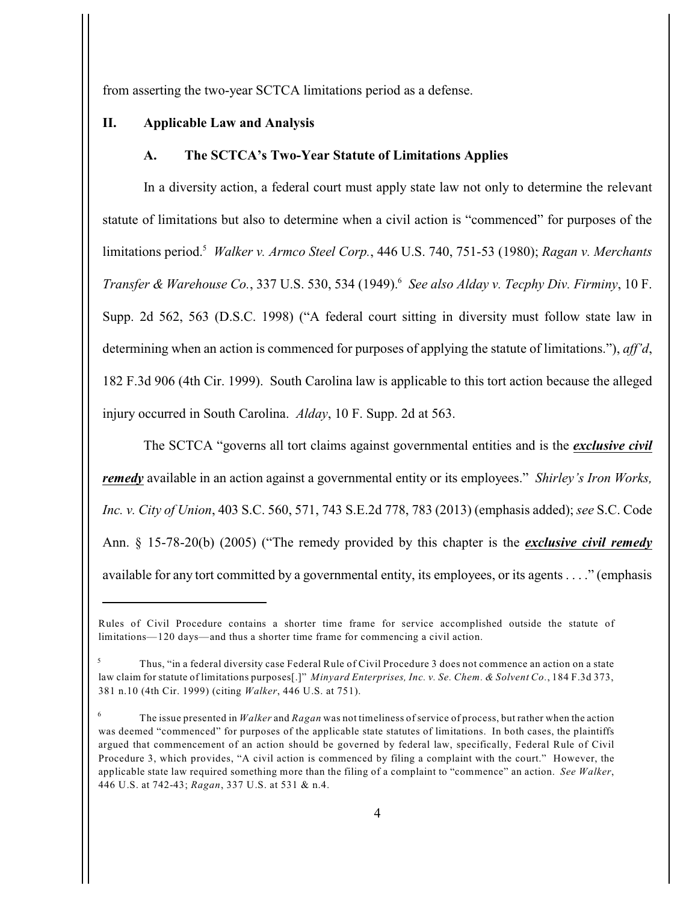from asserting the two-year SCTCA limitations period as a defense.

## II. Applicable Law and Analysis

### A. The SCTCA's Two-Year Statute of Limitations Applies

In a diversity action, a federal court must apply state law not only to determine the relevant statute of limitations but also to determine when a civil action is "commenced" for purposes of the limitations period.[5] *Walker v. Armco Steel Corp.*, 446 U.S. 740, 751-53 (1980); *Ragan v. Merchants Transfer & Warehouse Co.*, 337 U.S. 530, 534 (1949).[6] *See also Alday v. Tecphy Div. Firminy*, 10 F. Supp. 2d 562, 563 (D.S.C. 1998) ("A federal court sitting in diversity must follow state law in determining when an action is commenced for purposes of applying the statute of limitations."), *aff'd*, 182 F.3d 906 (4th Cir. 1999). South Carolina law is applicable to this tort action because the alleged injury occurred in South Carolina. *Alday*, 10 F. Supp. 2d at 563.

The SCTCA "governs all tort claims against governmental entities and is the ***exclusive civil remedy*** available in an action against a governmental entity or its employees." *Shirley's Iron Works, Inc. v. City of Union*, 403 S.C. 560, 571, 743 S.E.2d 778, 783 (2013) (emphasis added); *see* S.C. Code Ann. § 15-78-20(b) (2005) ("The remedy provided by this chapter is the ***exclusive civil remedy*** available for any tort committed by a governmental entity, its employees, or its agents . . . ." (emphasis

---

Rules of Civil Procedure contains a shorter time frame for service accomplished outside the statute of limitations—120 days—and thus a shorter time frame for commencing a civil action.

[5] Thus, "in a federal diversity case Federal Rule of Civil Procedure 3 does not commence an action on a state law claim for statute of limitations purposes[.]" *Minyard Enterprises, Inc. v. Se. Chem. & Solvent Co.*, 184 F.3d 373, 381 n.10 (4th Cir. 1999) (citing *Walker*, 446 U.S. at 751).

[6] The issue presented in *Walker* and *Ragan* was not timeliness of service of process, but rather when the action was deemed "commenced" for purposes of the applicable state statutes of limitations. In both cases, the plaintiffs argued that commencement of an action should be governed by federal law, specifically, Federal Rule of Civil Procedure 3, which provides, "A civil action is commenced by filing a complaint with the court." However, the applicable state law required something more than the filing of a complaint to "commence" an action. *See Walker*, 446 U.S. at 742-43; *Ragan*, 337 U.S. at 531 & n.4.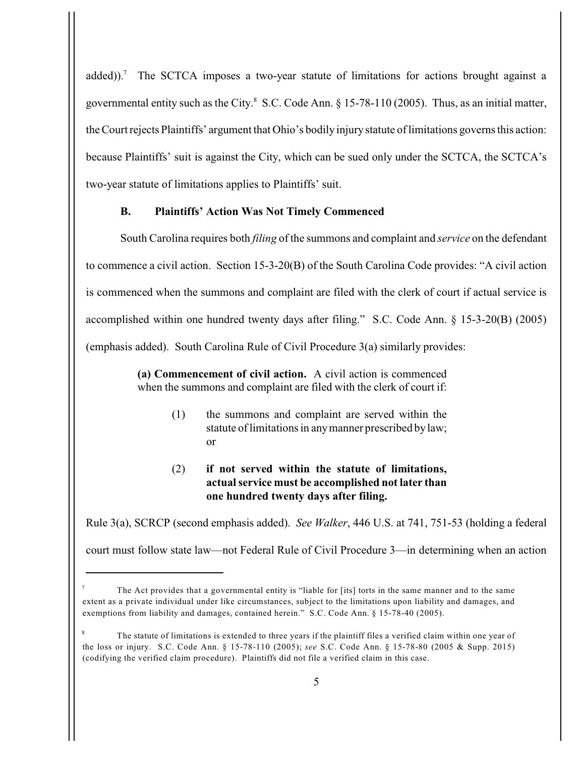added)).[7] The SCTCA imposes a two-year statute of limitations for actions brought against a governmental entity such as the City.[8] S.C. Code Ann. § 15-78-110 (2005). Thus, as an initial matter, the Court rejects Plaintiffs' argument that Ohio's bodily injury statute of limitations governs this action: because Plaintiffs' suit is against the City, which can be sued only under the SCTCA, the SCTCA's two-year statute of limitations applies to Plaintiffs' suit.

### B. Plaintiffs' Action Was Not Timely Commenced

South Carolina requires both *filing* of the summons and complaint and *service* on the defendant to commence a civil action. Section 15-3-20(B) of the South Carolina Code provides: "A civil action is commenced when the summons and complaint are filed with the clerk of court if actual service is accomplished within one hundred twenty days after filing." S.C. Code Ann. § 15-3-20(B) (2005) (emphasis added). South Carolina Rule of Civil Procedure 3(a) similarly provides:

> **(a) Commencement of civil action.** A civil action is commenced when the summons and complaint are filed with the clerk of court if:
>
> (1) the summons and complaint are served within the statute of limitations in any manner prescribed by law; or
>
> (2) **if not served within the statute of limitations, actual service must be accomplished not later than one hundred twenty days after filing.**

Rule 3(a), SCRCP (second emphasis added). *See Walker*, 446 U.S. at 741, 751-53 (holding a federal court must follow state law—not Federal Rule of Civil Procedure 3—in determining when an action

---

[7] The Act provides that a governmental entity is "liable for [its] torts in the same manner and to the same extent as a private individual under like circumstances, subject to the limitations upon liability and damages, and exemptions from liability and damages, contained herein." S.C. Code Ann. § 15-78-40 (2005).

[8] The statute of limitations is extended to three years if the plaintiff files a verified claim within one year of the loss or injury. S.C. Code Ann. § 15-78-110 (2005); *see* S.C. Code Ann. § 15-78-80 (2005 & Supp. 2015) (codifying the verified claim procedure). Plaintiffs did not file a verified claim in this case.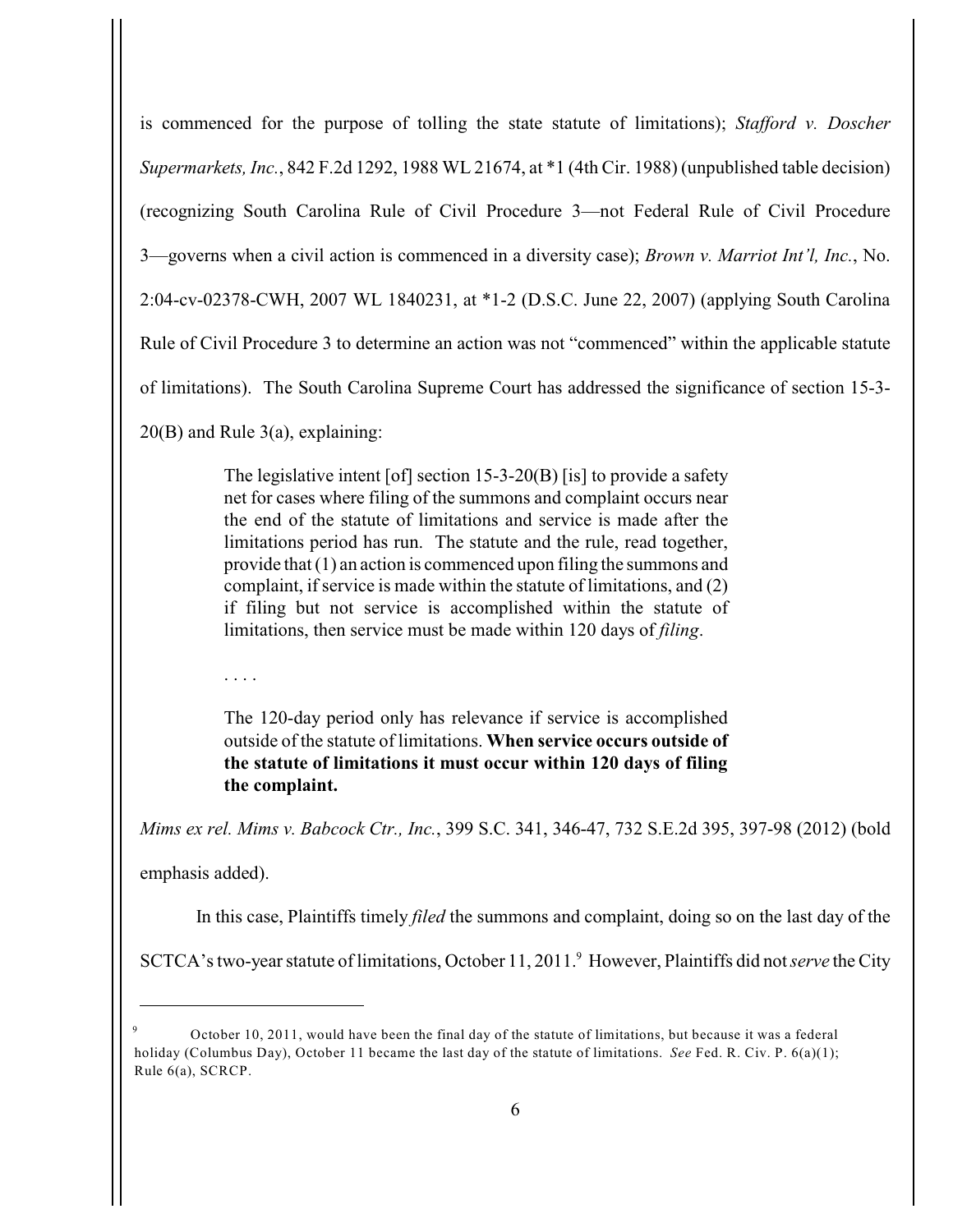is commenced for the purpose of tolling the state statute of limitations); *Stafford v. Doscher Supermarkets, Inc.*, 842 F.2d 1292, 1988 WL 21674, at *1 (4th Cir. 1988) (unpublished table decision) (recognizing South Carolina Rule of Civil Procedure 3—not Federal Rule of Civil Procedure 3—governs when a civil action is commenced in a diversity case); *Brown v. Marriot Int'l, Inc.*, No. 2:04-cv-02378-CWH, 2007 WL 1840231, at *1-2 (D.S.C. June 22, 2007) (applying South Carolina Rule of Civil Procedure 3 to determine an action was not "commenced" within the applicable statute of limitations). The South Carolina Supreme Court has addressed the significance of section 15-3-20(B) and Rule 3(a), explaining:

> The legislative intent [of] section 15-3-20(B) [is] to provide a safety net for cases where filing of the summons and complaint occurs near the end of the statute of limitations and service is made after the limitations period has run. The statute and the rule, read together, provide that (1) an action is commenced upon filing the summons and complaint, if service is made within the statute of limitations, and (2) if filing but not service is accomplished within the statute of limitations, then service must be made within 120 days of *filing*.
>
> . . . .
>
> The 120-day period only has relevance if service is accomplished outside of the statute of limitations. **When service occurs outside of the statute of limitations it must occur within 120 days of filing the complaint.**

*Mims ex rel. Mims v. Babcock Ctr., Inc.*, 399 S.C. 341, 346-47, 732 S.E.2d 395, 397-98 (2012) (bold emphasis added).

In this case, Plaintiffs timely *filed* the summons and complaint, doing so on the last day of the SCTCA's two-year statute of limitations, October 11, 2011.[9] However, Plaintiffs did not *serve* the City

[9] October 10, 2011, would have been the final day of the statute of limitations, but because it was a federal holiday (Columbus Day), October 11 became the last day of the statute of limitations. *See* Fed. R. Civ. P. 6(a)(1); Rule 6(a), SCRCP.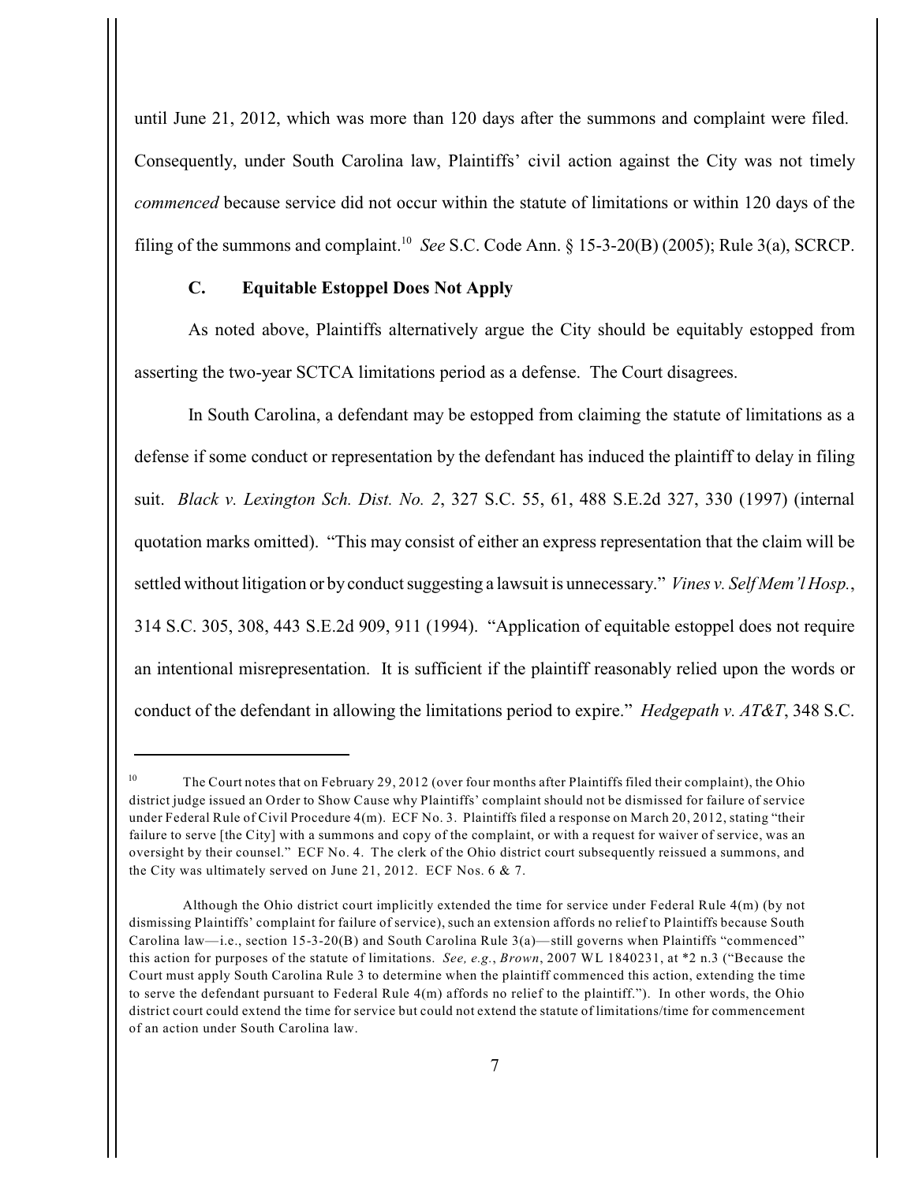until June 21, 2012, which was more than 120 days after the summons and complaint were filed. Consequently, under South Carolina law, Plaintiffs' civil action against the City was not timely *commenced* because service did not occur within the statute of limitations or within 120 days of the filing of the summons and complaint.[10] *See* S.C. Code Ann. § 15-3-20(B) (2005); Rule 3(a), SCRCP.

### C. Equitable Estoppel Does Not Apply

As noted above, Plaintiffs alternatively argue the City should be equitably estopped from asserting the two-year SCTCA limitations period as a defense. The Court disagrees.

In South Carolina, a defendant may be estopped from claiming the statute of limitations as a defense if some conduct or representation by the defendant has induced the plaintiff to delay in filing suit. *Black v. Lexington Sch. Dist. No. 2*, 327 S.C. 55, 61, 488 S.E.2d 327, 330 (1997) (internal quotation marks omitted). "This may consist of either an express representation that the claim will be settled without litigation or by conduct suggesting a lawsuit is unnecessary." *Vines v. Self Mem'l Hosp.*, 314 S.C. 305, 308, 443 S.E.2d 909, 911 (1994). "Application of equitable estoppel does not require an intentional misrepresentation. It is sufficient if the plaintiff reasonably relied upon the words or conduct of the defendant in allowing the limitations period to expire." *Hedgepath v. AT&T*, 348 S.C.

---

[10] The Court notes that on February 29, 2012 (over four months after Plaintiffs filed their complaint), the Ohio district judge issued an Order to Show Cause why Plaintiffs' complaint should not be dismissed for failure of service under Federal Rule of Civil Procedure 4(m). ECF No. 3. Plaintiffs filed a response on March 20, 2012, stating "their failure to serve [the City] with a summons and copy of the complaint, or with a request for waiver of service, was an oversight by their counsel." ECF No. 4. The clerk of the Ohio district court subsequently reissued a summons, and the City was ultimately served on June 21, 2012. ECF Nos. 6 & 7.

Although the Ohio district court implicitly extended the time for service under Federal Rule 4(m) (by not dismissing Plaintiffs' complaint for failure of service), such an extension affords no relief to Plaintiffs because South Carolina law—i.e., section 15-3-20(B) and South Carolina Rule 3(a)—still governs when Plaintiffs "commenced" this action for purposes of the statute of limitations. *See, e.g.*, *Brown*, 2007 WL 1840231, at *2 n.3 ("Because the Court must apply South Carolina Rule 3 to determine when the plaintiff commenced this action, extending the time to serve the defendant pursuant to Federal Rule 4(m) affords no relief to the plaintiff."). In other words, the Ohio district court could extend the time for service but could not extend the statute of limitations/time for commencement of an action under South Carolina law.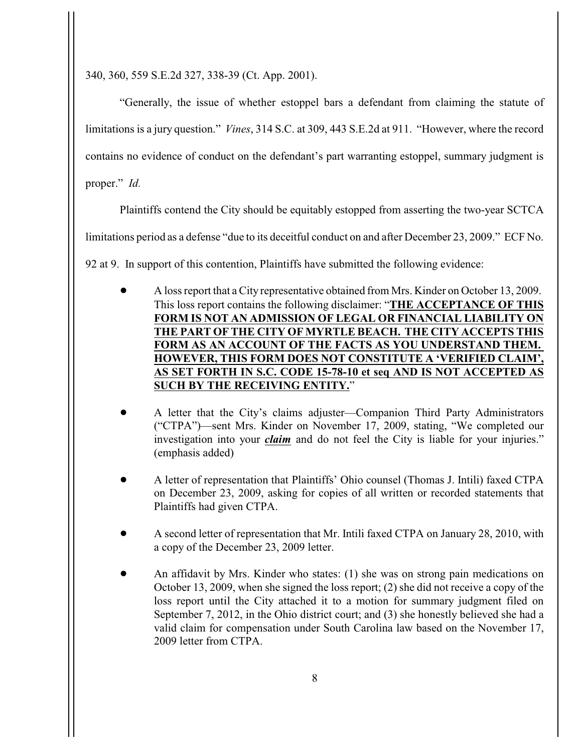340, 360, 559 S.E.2d 327, 338-39 (Ct. App. 2001).

"Generally, the issue of whether estoppel bars a defendant from claiming the statute of limitations is a jury question." *Vines*, 314 S.C. at 309, 443 S.E.2d at 911. "However, where the record contains no evidence of conduct on the defendant's part warranting estoppel, summary judgment is proper." *Id.*

Plaintiffs contend the City should be equitably estopped from asserting the two-year SCTCA limitations period as a defense "due to its deceitful conduct on and after December 23, 2009." ECF No. 92 at 9. In support of this contention, Plaintiffs have submitted the following evidence:

- A loss report that a City representative obtained from Mrs. Kinder on October 13, 2009. This loss report contains the following disclaimer: "**<u>THE ACCEPTANCE OF THIS FORM IS NOT AN ADMISSION OF LEGAL OR FINANCIAL LIABILITY ON THE PART OF THE CITY OF MYRTLE BEACH. THE CITY ACCEPTS THIS FORM AS AN ACCOUNT OF THE FACTS AS YOU UNDERSTAND THEM. HOWEVER, THIS FORM DOES NOT CONSTITUTE A 'VERIFIED CLAIM', AS SET FORTH IN S.C. CODE 15-78-10 et seq AND IS NOT ACCEPTED AS SUCH BY THE RECEIVING ENTITY.</u>**"

- A letter that the City's claims adjuster—Companion Third Party Administrators ("CTPA")—sent Mrs. Kinder on November 17, 2009, stating, "We completed our investigation into your ***<u>claim</u>*** and do not feel the City is liable for your injuries." (emphasis added)

- A letter of representation that Plaintiffs' Ohio counsel (Thomas J. Intili) faxed CTPA on December 23, 2009, asking for copies of all written or recorded statements that Plaintiffs had given CTPA.

- A second letter of representation that Mr. Intili faxed CTPA on January 28, 2010, with a copy of the December 23, 2009 letter.

- An affidavit by Mrs. Kinder who states: (1) she was on strong pain medications on October 13, 2009, when she signed the loss report; (2) she did not receive a copy of the loss report until the City attached it to a motion for summary judgment filed on September 7, 2012, in the Ohio district court; and (3) she honestly believed she had a valid claim for compensation under South Carolina law based on the November 17, 2009 letter from CTPA.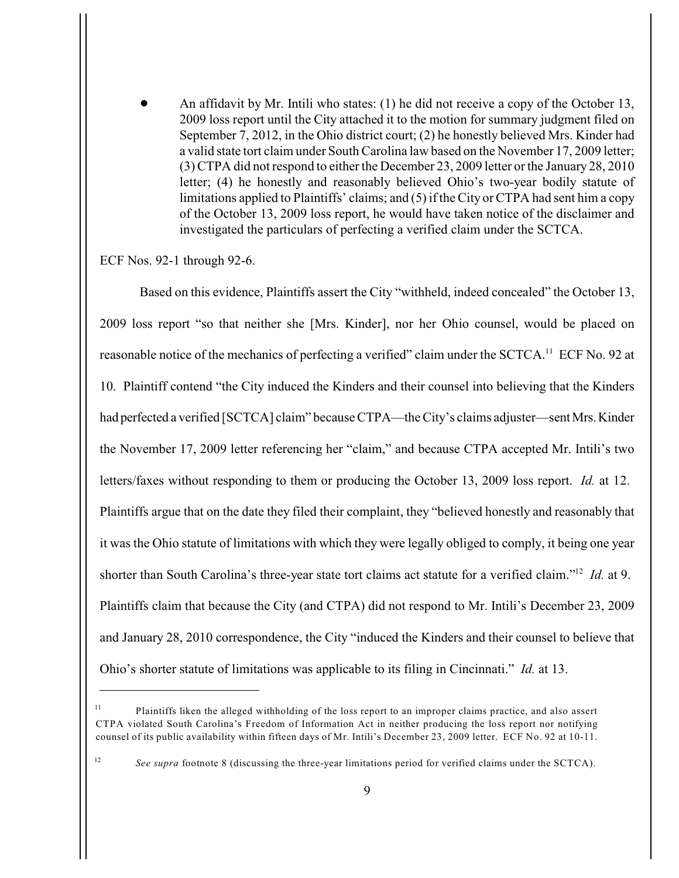- An affidavit by Mr. Intili who states: (1) he did not receive a copy of the October 13, 2009 loss report until the City attached it to the motion for summary judgment filed on September 7, 2012, in the Ohio district court; (2) he honestly believed Mrs. Kinder had a valid state tort claim under South Carolina law based on the November 17, 2009 letter; (3) CTPA did not respond to either the December 23, 2009 letter or the January 28, 2010 letter; (4) he honestly and reasonably believed Ohio's two-year bodily statute of limitations applied to Plaintiffs' claims; and (5) if the City or CTPA had sent him a copy of the October 13, 2009 loss report, he would have taken notice of the disclaimer and investigated the particulars of perfecting a verified claim under the SCTCA.

ECF Nos. 92-1 through 92-6.

Based on this evidence, Plaintiffs assert the City "withheld, indeed concealed" the October 13, 2009 loss report "so that neither she [Mrs. Kinder], nor her Ohio counsel, would be placed on reasonable notice of the mechanics of perfecting a verified" claim under the SCTCA.[11] ECF No. 92 at 10. Plaintiff contend "the City induced the Kinders and their counsel into believing that the Kinders had perfected a verified [SCTCA] claim" because CTPA—the City's claims adjuster—sent Mrs. Kinder the November 17, 2009 letter referencing her "claim," and because CTPA accepted Mr. Intili's two letters/faxes without responding to them or producing the October 13, 2009 loss report. *Id.* at 12. Plaintiffs argue that on the date they filed their complaint, they "believed honestly and reasonably that it was the Ohio statute of limitations with which they were legally obliged to comply, it being one year shorter than South Carolina's three-year state tort claims act statute for a verified claim."[12] *Id.* at 9. Plaintiffs claim that because the City (and CTPA) did not respond to Mr. Intili's December 23, 2009 and January 28, 2010 correspondence, the City "induced the Kinders and their counsel to believe that Ohio's shorter statute of limitations was applicable to its filing in Cincinnati." *Id.* at 13.

---

[11] Plaintiffs liken the alleged withholding of the loss report to an improper claims practice, and also assert CTPA violated South Carolina's Freedom of Information Act in neither producing the loss report nor notifying counsel of its public availability within fifteen days of Mr. Intili's December 23, 2009 letter. ECF No. 92 at 10-11.

[12] *See supra* footnote 8 (discussing the three-year limitations period for verified claims under the SCTCA).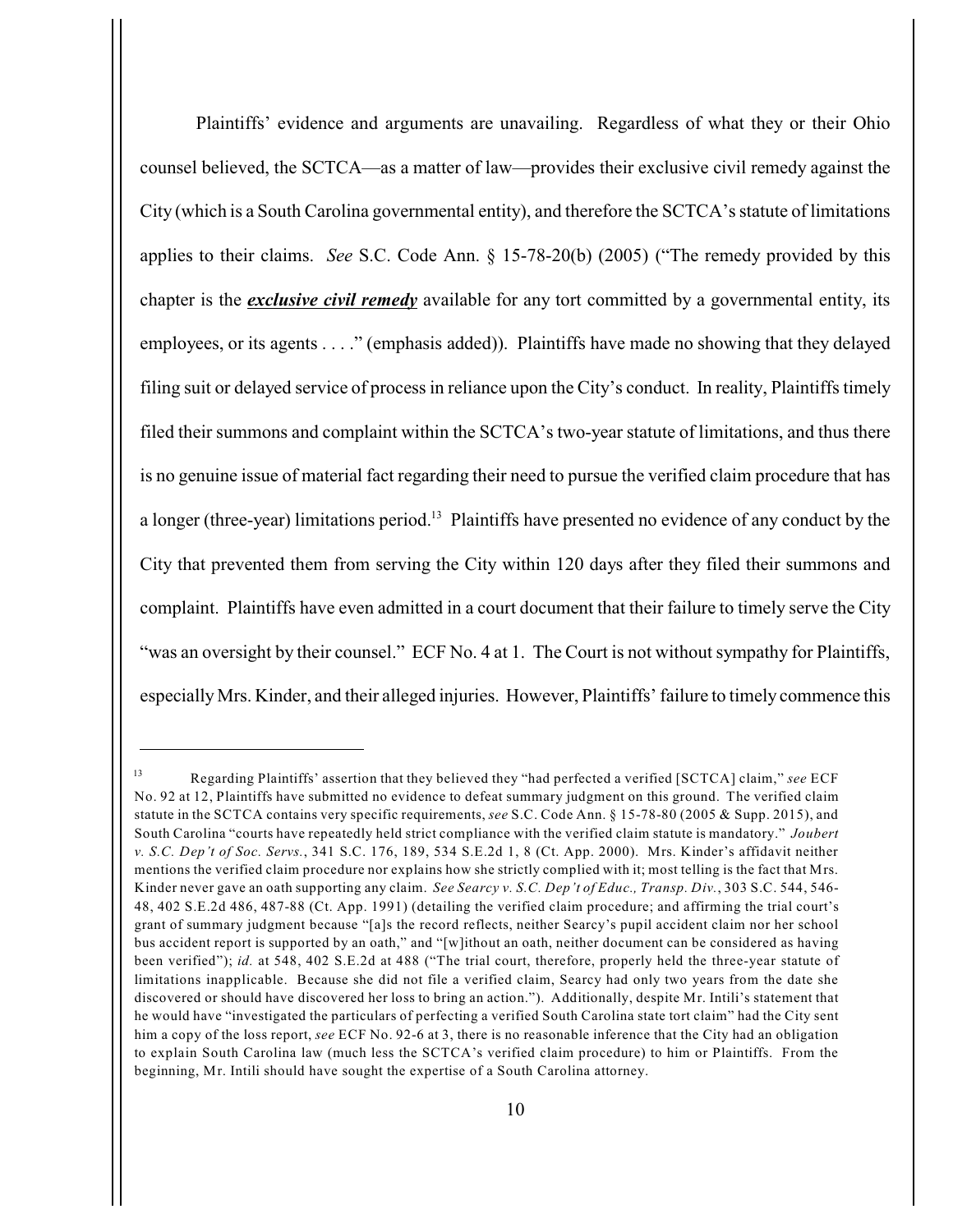Plaintiffs' evidence and arguments are unavailing. Regardless of what they or their Ohio counsel believed, the SCTCA—as a matter of law—provides their exclusive civil remedy against the City (which is a South Carolina governmental entity), and therefore the SCTCA's statute of limitations applies to their claims. *See* S.C. Code Ann. § 15-78-20(b) (2005) ("The remedy provided by this chapter is the ***exclusive civil remedy*** available for any tort committed by a governmental entity, its employees, or its agents . . . ." (emphasis added)). Plaintiffs have made no showing that they delayed filing suit or delayed service of process in reliance upon the City's conduct. In reality, Plaintiffs timely filed their summons and complaint within the SCTCA's two-year statute of limitations, and thus there is no genuine issue of material fact regarding their need to pursue the verified claim procedure that has a longer (three-year) limitations period.[13] Plaintiffs have presented no evidence of any conduct by the City that prevented them from serving the City within 120 days after they filed their summons and complaint. Plaintiffs have even admitted in a court document that their failure to timely serve the City "was an oversight by their counsel." ECF No. 4 at 1. The Court is not without sympathy for Plaintiffs, especially Mrs. Kinder, and their alleged injuries. However, Plaintiffs' failure to timely commence this

---

[13] Regarding Plaintiffs' assertion that they believed they "had perfected a verified [SCTCA] claim," *see* ECF No. 92 at 12, Plaintiffs have submitted no evidence to defeat summary judgment on this ground. The verified claim statute in the SCTCA contains very specific requirements, *see* S.C. Code Ann. § 15-78-80 (2005 & Supp. 2015), and South Carolina "courts have repeatedly held strict compliance with the verified claim statute is mandatory." *Joubert v. S.C. Dep't of Soc. Servs.*, 341 S.C. 176, 189, 534 S.E.2d 1, 8 (Ct. App. 2000). Mrs. Kinder's affidavit neither mentions the verified claim procedure nor explains how she strictly complied with it; most telling is the fact that Mrs. Kinder never gave an oath supporting any claim. *See Searcy v. S.C. Dep't of Educ., Transp. Div.*, 303 S.C. 544, 546-48, 402 S.E.2d 486, 487-88 (Ct. App. 1991) (detailing the verified claim procedure; and affirming the trial court's grant of summary judgment because "[a]s the record reflects, neither Searcy's pupil accident claim nor her school bus accident report is supported by an oath," and "[w]ithout an oath, neither document can be considered as having been verified"); *id.* at 548, 402 S.E.2d at 488 ("The trial court, therefore, properly held the three-year statute of limitations inapplicable. Because she did not file a verified claim, Searcy had only two years from the date she discovered or should have discovered her loss to bring an action."). Additionally, despite Mr. Intili's statement that he would have "investigated the particulars of perfecting a verified South Carolina state tort claim" had the City sent him a copy of the loss report, *see* ECF No. 92-6 at 3, there is no reasonable inference that the City had an obligation to explain South Carolina law (much less the SCTCA's verified claim procedure) to him or Plaintiffs. From the beginning, Mr. Intili should have sought the expertise of a South Carolina attorney.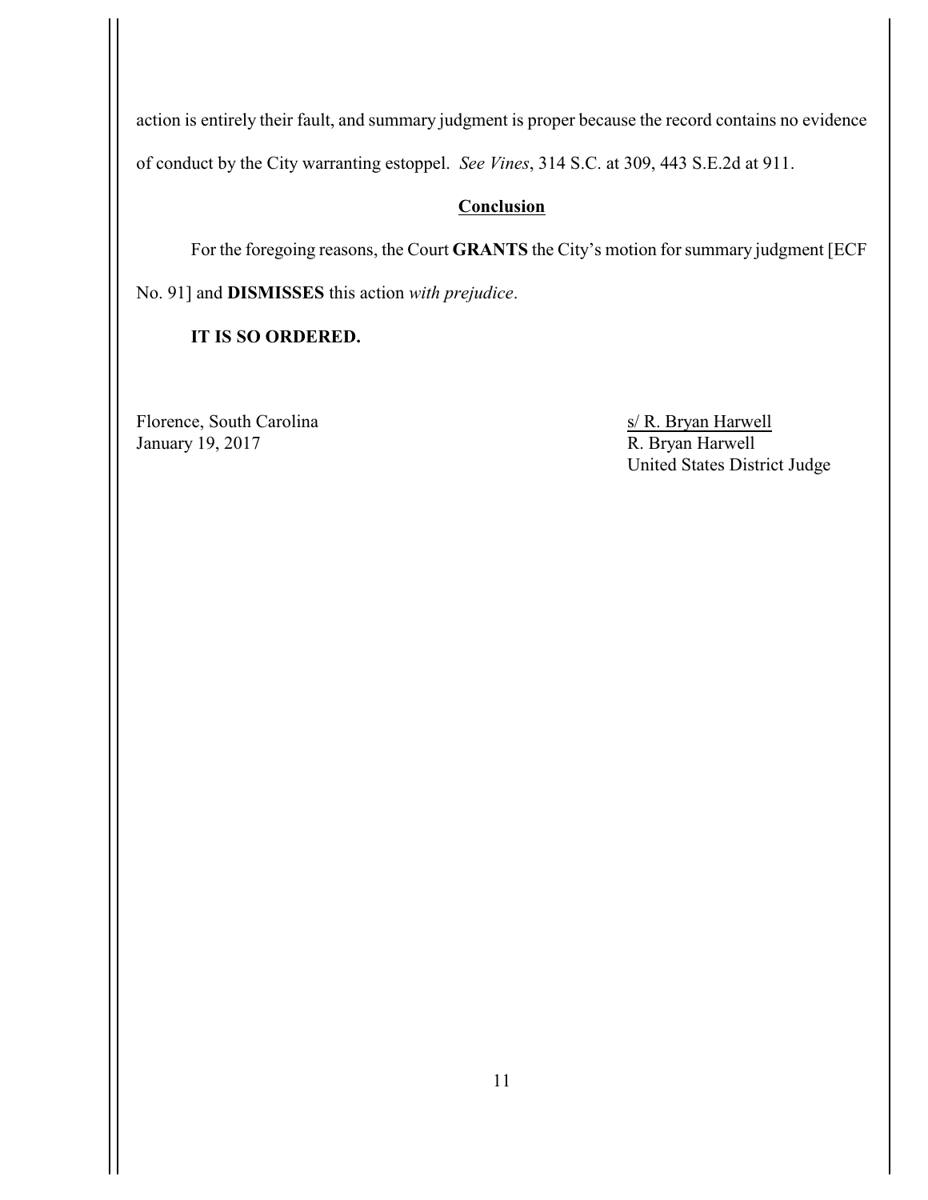action is entirely their fault, and summary judgment is proper because the record contains no evidence of conduct by the City warranting estoppel. *See Vines*, 314 S.C. at 309, 443 S.E.2d at 911.

## Conclusion

For the foregoing reasons, the Court **GRANTS** the City's motion for summary judgment [ECF No. 91] and **DISMISSES** this action *with prejudice*.

**IT IS SO ORDERED.**

Florence, South Carolina
January 19, 2017

s/ R. Bryan Harwell
R. Bryan Harwell
United States District Judge